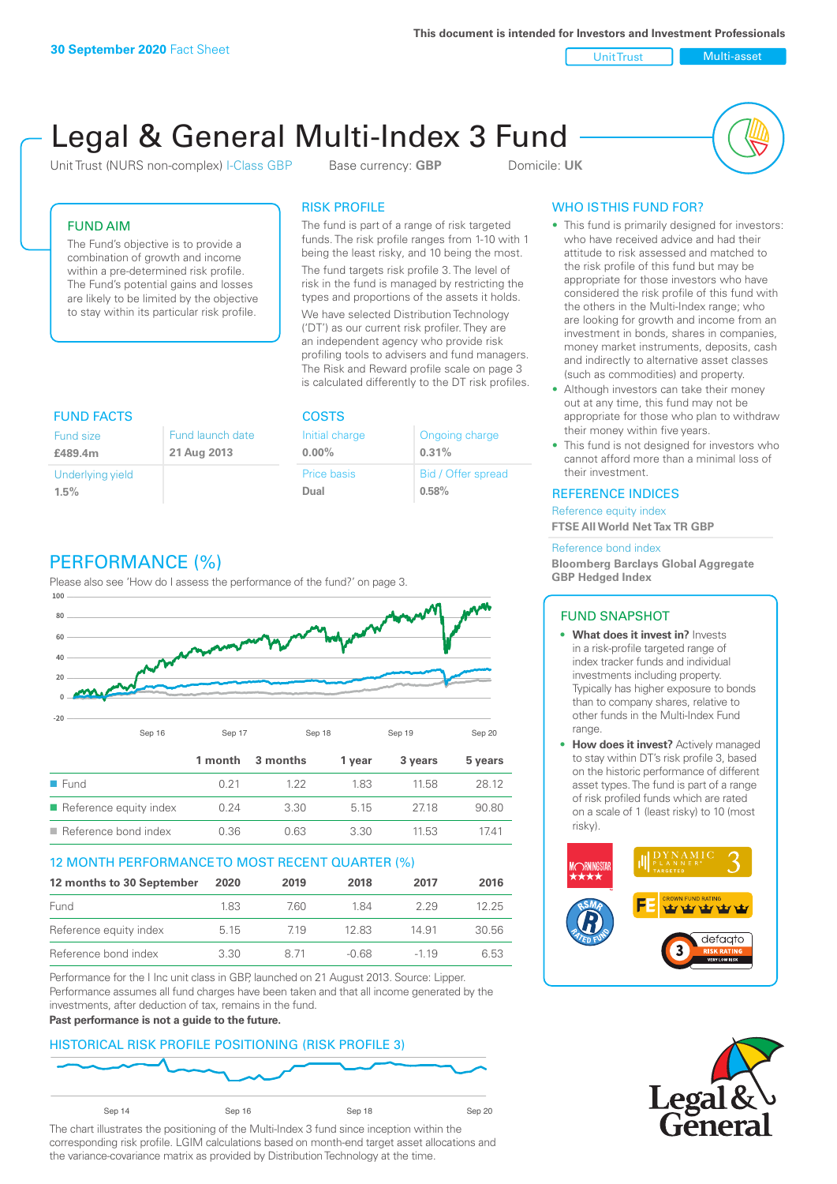30 September 2020 Fact Sheet

This document is intended for Investors and Investment Professionals

Unit Trust | Multi-asset

# Legal & General Multi-Index 3 Fund

Unit Trust (NURS non-complex) I-Class GBP    Base currency: **GBP**    Domicile: **UK**

## FUND AIM

The Fund's objective is to provide a combination of growth and income within a pre-determined risk profile. The Fund's potential gains and losses are likely to be limited by the objective to stay within its particular risk profile.

## RISK PROFILE

The fund is part of a range of risk targeted funds. The risk profile ranges from 1-10 with 1 being the least risky, and 10 being the most.

The fund targets risk profile 3. The level of risk in the fund is managed by restricting the types and proportions of the assets it holds.

We have selected Distribution Technology ('DT') as our current risk profiler. They are an independent agency who provide risk profiling tools to advisers and fund managers. The Risk and Reward profile scale on page 3 is calculated differently to the DT risk profiles.

## FUND FACTS

| Fund size | Fund launch date |
|---|---|
| **£489.4m** | **21 Aug 2013** |
| Underlying yield | |
| **1.5%** | |

## COSTS

| Initial charge | Ongoing charge |
|---|---|
| **0.00%** | **0.31%** |
| Price basis | Bid / Offer spread |
| **Dual** | **0.58%** |

## WHO IS THIS FUND FOR?

- This fund is primarily designed for investors: who have received advice and had their attitude to risk assessed and matched to the risk profile of this fund but may be appropriate for those investors who have considered the risk profile of this fund with the others in the Multi-Index range; who are looking for growth and income from an investment in bonds, shares in companies, money market instruments, deposits, cash and indirectly to alternative asset classes (such as commodities) and property.
- Although investors can take their money out at any time, this fund may not be appropriate for those who plan to withdraw their money within five years.
- This fund is not designed for investors who cannot afford more than a minimal loss of their investment.

## REFERENCE INDICES

Reference equity index
**FTSE All World Net Tax TR GBP**

Reference bond index
**Bloomberg Barclays Global Aggregate GBP Hedged Index**

## PERFORMANCE (%)

Please also see 'How do I assess the performance of the fund?' on page 3.

| | 1 month | 3 months | 1 year | 3 years | 5 years |
|---|---|---|---|---|---|
| Fund | 0.21 | 1.22 | 1.83 | 11.58 | 28.12 |
| Reference equity index | 0.24 | 3.30 | 5.15 | 27.18 | 90.80 |
| Reference bond index | 0.36 | 0.63 | 3.30 | 11.53 | 17.41 |

## 12 MONTH PERFORMANCE TO MOST RECENT QUARTER (%)

| 12 months to 30 September | 2020 | 2019 | 2018 | 2017 | 2016 |
|---|---|---|---|---|---|
| Fund | 1.83 | 7.60 | 1.84 | 2.29 | 12.25 |
| Reference equity index | 5.15 | 7.19 | 12.83 | 14.91 | 30.56 |
| Reference bond index | 3.30 | 8.71 | -0.68 | -1.19 | 6.53 |

Performance for the I Inc unit class in GBP, launched on 21 August 2013. Source: Lipper. Performance assumes all fund charges have been taken and that all income generated by the investments, after deduction of tax, remains in the fund.
**Past performance is not a guide to the future.**

## FUND SNAPSHOT

- **What does it invest in?** Invests in a risk-profile targeted range of index tracker funds and individual investments including property. Typically has higher exposure to bonds than to company shares, relative to other funds in the Multi-Index Fund range.
- **How does it invest?** Actively managed to stay within DT's risk profile 3, based on the historic performance of different asset types. The fund is part of a range of risk profiled funds which are rated on a scale of 1 (least risky) to 10 (most risky).

## HISTORICAL RISK PROFILE POSITIONING (RISK PROFILE 3)

The chart illustrates the positioning of the Multi-Index 3 fund since inception within the corresponding risk profile. LGIM calculations based on month-end target asset allocations and the variance-covariance matrix as provided by Distribution Technology at the time.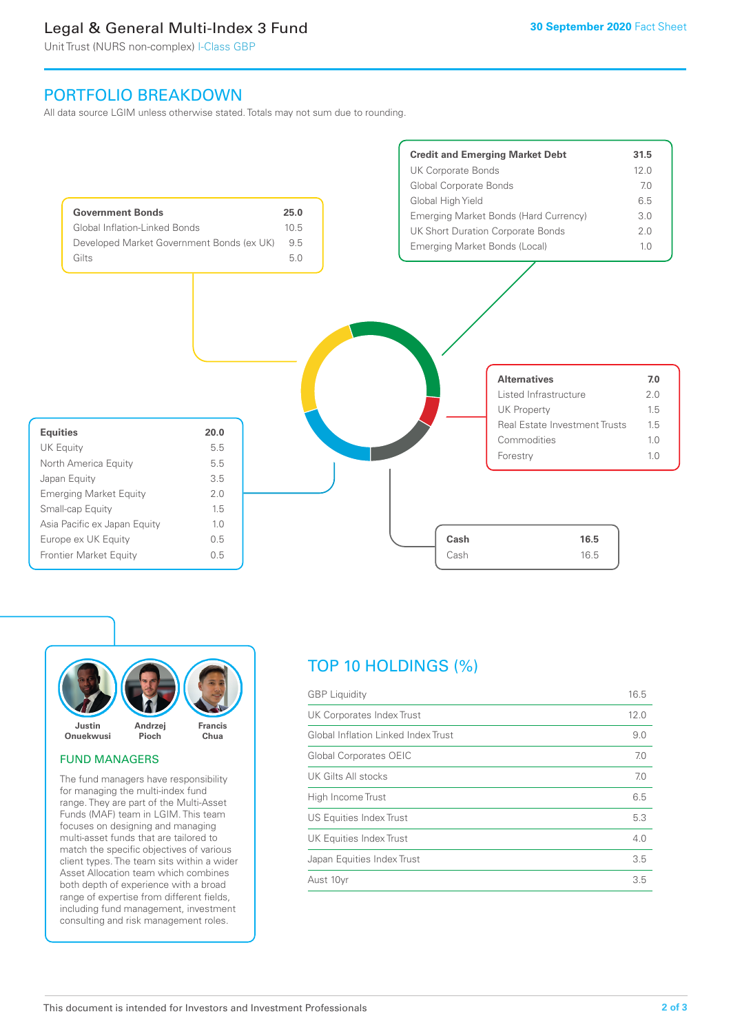# Legal & General Multi-Index 3 Fund

Unit Trust (NURS non-complex) I-Class GBP

30 September 2020 Fact Sheet

## PORTFOLIO BREAKDOWN

All data source LGIM unless otherwise stated. Totals may not sum due to rounding.

| Government Bonds | 25.0 |
|---|---|
| Global Inflation-Linked Bonds | 10.5 |
| Developed Market Government Bonds (ex UK) | 9.5 |
| Gilts | 5.0 |

| Credit and Emerging Market Debt | 31.5 |
|---|---|
| UK Corporate Bonds | 12.0 |
| Global Corporate Bonds | 7.0 |
| Global High Yield | 6.5 |
| Emerging Market Bonds (Hard Currency) | 3.0 |
| UK Short Duration Corporate Bonds | 2.0 |
| Emerging Market Bonds (Local) | 1.0 |

| Alternatives | 7.0 |
|---|---|
| Listed Infrastructure | 2.0 |
| UK Property | 1.5 |
| Real Estate Investment Trusts | 1.5 |
| Commodities | 1.0 |
| Forestry | 1.0 |

| Equities | 20.0 |
|---|---|
| UK Equity | 5.5 |
| North America Equity | 5.5 |
| Japan Equity | 3.5 |
| Emerging Market Equity | 2.0 |
| Small-cap Equity | 1.5 |
| Asia Pacific ex Japan Equity | 1.0 |
| Europe ex UK Equity | 0.5 |
| Frontier Market Equity | 0.5 |

| Cash | 16.5 |
|---|---|
| Cash | 16.5 |

Justin Onuekwusi, Andrzej Pioch, Francis Chua

### FUND MANAGERS

The fund managers have responsibility for managing the multi-index fund range. They are part of the Multi-Asset Funds (MAF) team in LGIM. This team focuses on designing and managing multi-asset funds that are tailored to match the specific objectives of various client types. The team sits within a wider Asset Allocation team which combines both depth of experience with a broad range of expertise from different fields, including fund management, investment consulting and risk management roles.

## TOP 10 HOLDINGS (%)

| Holding | % |
|---|---|
| GBP Liquidity | 16.5 |
| UK Corporates Index Trust | 12.0 |
| Global Inflation Linked Index Trust | 9.0 |
| Global Corporates OEIC | 7.0 |
| UK Gilts All stocks | 7.0 |
| High Income Trust | 6.5 |
| US Equities Index Trust | 5.3 |
| UK Equities Index Trust | 4.0 |
| Japan Equities Index Trust | 3.5 |
| Aust 10yr | 3.5 |

This document is intended for Investors and Investment Professionals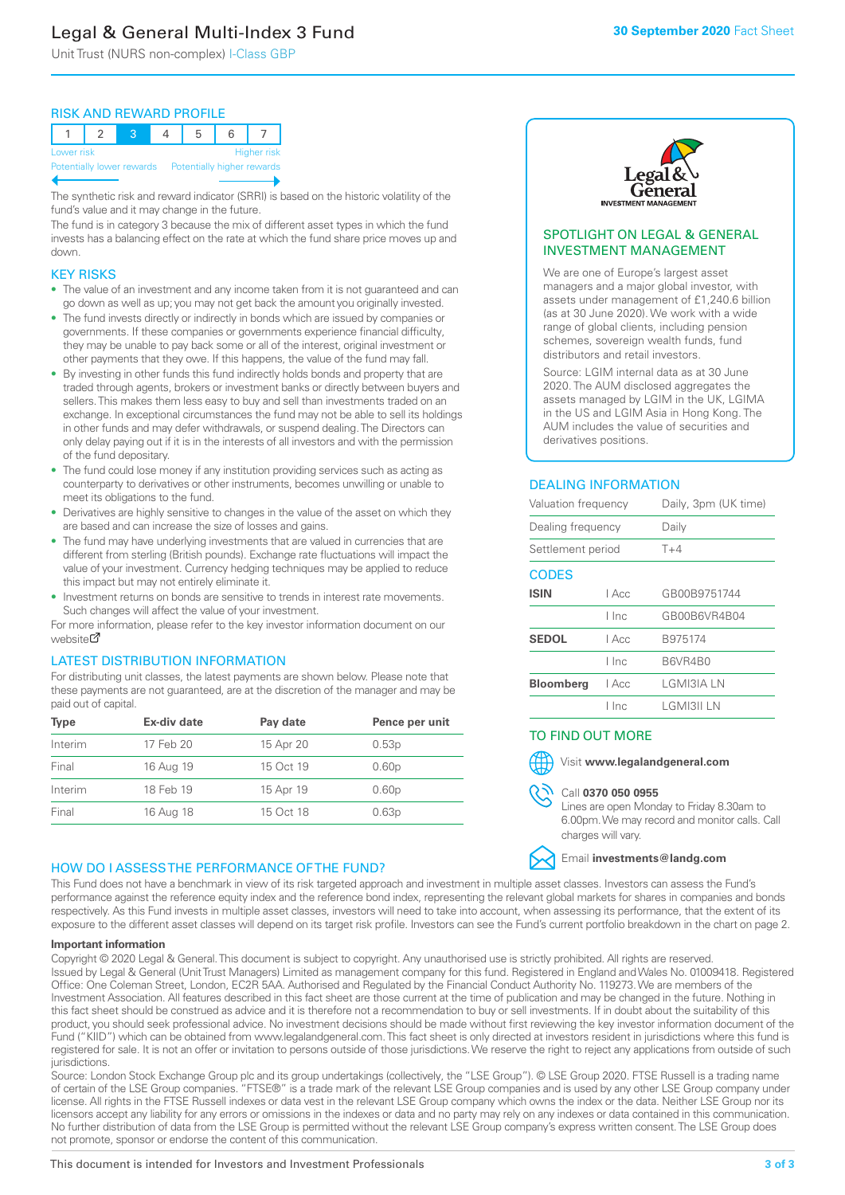# Legal & General Multi-Index 3 Fund

Unit Trust (NURS non-complex) I-Class GBP

30 September 2020 Fact Sheet

## RISK AND REWARD PROFILE

| 1 | 2 | 3 | 4 | 5 | 6 | 7 |
|---|---|---|---|---|---|---|

Lower risk — Higher risk

Potentially lower rewards — Potentially higher rewards

The synthetic risk and reward indicator (SRRI) is based on the historic volatility of the fund's value and it may change in the future.

The fund is in category 3 because the mix of different asset types in which the fund invests has a balancing effect on the rate at which the fund share price moves up and down.

## KEY RISKS

- The value of an investment and any income taken from it is not guaranteed and can go down as well as up; you may not get back the amount you originally invested.
- The fund invests directly or indirectly in bonds which are issued by companies or governments. If these companies or governments experience financial difficulty, they may be unable to pay back some or all of the interest, original investment or other payments that they owe. If this happens, the value of the fund may fall.
- By investing in other funds this fund indirectly holds bonds and property that are traded through agents, brokers or investment banks or directly between buyers and sellers. This makes them less easy to buy and sell than investments traded on an exchange. In exceptional circumstances the fund may not be able to sell its holdings in other funds and may defer withdrawals, or suspend dealing. The Directors can only delay paying out if it is in the interests of all investors and with the permission of the fund depositary.
- The fund could lose money if any institution providing services such as acting as counterparty to derivatives or other instruments, becomes unwilling or unable to meet its obligations to the fund.
- Derivatives are highly sensitive to changes in the value of the asset on which they are based and can increase the size of losses and gains.
- The fund may have underlying investments that are valued in currencies that are different from sterling (British pounds). Exchange rate fluctuations will impact the value of your investment. Currency hedging techniques may be applied to reduce this impact but may not entirely eliminate it.
- Investment returns on bonds are sensitive to trends in interest rate movements. Such changes will affect the value of your investment.

For more information, please refer to the key investor information document on our website

## LATEST DISTRIBUTION INFORMATION

For distributing unit classes, the latest payments are shown below. Please note that these payments are not guaranteed, are at the discretion of the manager and may be paid out of capital.

| Type | Ex-div date | Pay date | Pence per unit |
|---|---|---|---|
| Interim | 17 Feb 20 | 15 Apr 20 | 0.53p |
| Final | 16 Aug 19 | 15 Oct 19 | 0.60p |
| Interim | 18 Feb 19 | 15 Apr 19 | 0.60p |
| Final | 16 Aug 18 | 15 Oct 18 | 0.63p |

## SPOTLIGHT ON LEGAL & GENERAL INVESTMENT MANAGEMENT

We are one of Europe's largest asset managers and a major global investor, with assets under management of £1,240.6 billion (as at 30 June 2020). We work with a wide range of global clients, including pension schemes, sovereign wealth funds, fund distributors and retail investors.

Source: LGIM internal data as at 30 June 2020. The AUM disclosed aggregates the assets managed by LGIM in the UK, LGIMA in the US and LGIM Asia in Hong Kong. The AUM includes the value of securities and derivatives positions.

## DEALING INFORMATION

| | |
|---|---|
| Valuation frequency | Daily, 3pm (UK time) |
| Dealing frequency | Daily |
| Settlement period | T+4 |

## CODES

| | | |
|---|---|---|
| **ISIN** | I Acc | GB00B9751744 |
| | I Inc | GB00B6VR4B04 |
| **SEDOL** | I Acc | B975174 |
| | I Inc | B6VR4B0 |
| **Bloomberg** | I Acc | LGMI3IA LN |
| | I Inc | LGMI3II LN |

## TO FIND OUT MORE

Visit **www.legalandgeneral.com**

Call **0370 050 0955**
Lines are open Monday to Friday 8.30am to 6.00pm. We may record and monitor calls. Call charges will vary.

Email **investments@landg.com**

## HOW DO I ASSESS THE PERFORMANCE OF THE FUND?

This Fund does not have a benchmark in view of its risk targeted approach and investment in multiple asset classes. Investors can assess the Fund's performance against the reference equity index and the reference bond index, representing the relevant global markets for shares in companies and bonds respectively. As this Fund invests in multiple asset classes, investors will need to take into account, when assessing its performance, that the extent of its exposure to the different asset classes will depend on its target risk profile. Investors can see the Fund's current portfolio breakdown in the chart on page 2.

**Important information**

Copyright © 2020 Legal & General. This document is subject to copyright. Any unauthorised use is strictly prohibited. All rights are reserved.

Issued by Legal & General (Unit Trust Managers) Limited as management company for this fund. Registered in England and Wales No. 01009418. Registered Office: One Coleman Street, London, EC2R 5AA. Authorised and Regulated by the Financial Conduct Authority No. 119273. We are members of the Investment Association. All features described in this fact sheet are those current at the time of publication and may be changed in the future. Nothing in this fact sheet should be construed as advice and it is therefore not a recommendation to buy or sell investments. If in doubt about the suitability of this product, you should seek professional advice. No investment decisions should be made without first reviewing the key investor information document of the Fund ("KIID") which can be obtained from www.legalandgeneral.com. This fact sheet is only directed at investors resident in jurisdictions where this fund is registered for sale. It is not an offer or invitation to persons outside of those jurisdictions. We reserve the right to reject any applications from outside of such jurisdictions.

Source: London Stock Exchange Group plc and its group undertakings (collectively, the "LSE Group"). © LSE Group 2020. FTSE Russell is a trading name of certain of the LSE Group companies. "FTSE®" is a trade mark of the relevant LSE Group companies and is used by any other LSE Group company under license. All rights in the FTSE Russell indexes or data vest in the relevant LSE Group company which owns the index or the data. Neither LSE Group nor its licensors accept any liability for any errors or omissions in the indexes or data and no party may rely on any indexes or data contained in this communication. No further distribution of data from the LSE Group is permitted without the relevant LSE Group company's express written consent. The LSE Group does not promote, sponsor or endorse the content of this communication.

This document is intended for Investors and Investment Professionals